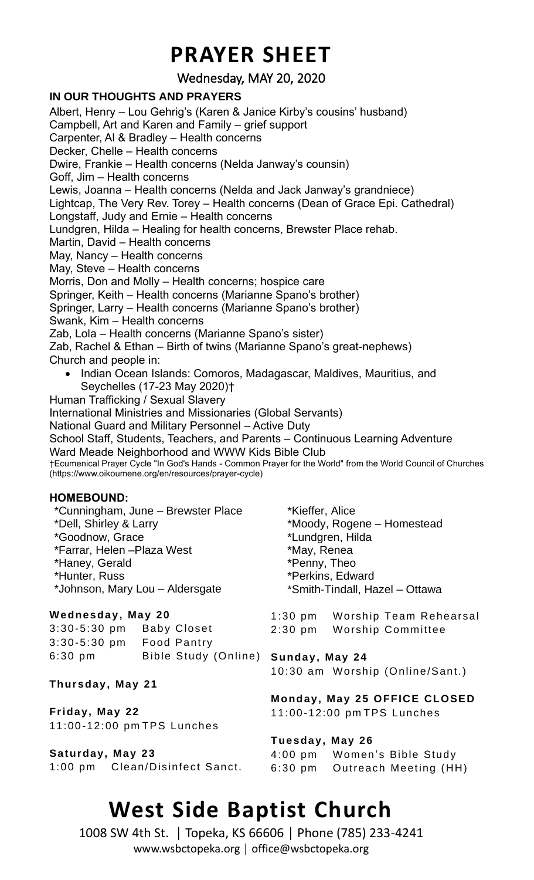# PRAYER SHEET

Wednesday, MAY 20, 2020

**IN OUR THOUGHTS AND PRAYERS**

Albert, Henry – Lou Gehrig's (Karen & Janice Kirby's cousins' husband)
Campbell, Art and Karen and Family – grief support
Carpenter, Al & Bradley – Health concerns
Decker, Chelle – Health concerns
Dwire, Frankie – Health concerns (Nelda Janway's counsin)
Goff, Jim – Health concerns
Lewis, Joanna – Health concerns (Nelda and Jack Janway's grandniece)
Lightcap, The Very Rev. Torey – Health concerns (Dean of Grace Epi. Cathedral)
Longstaff, Judy and Ernie – Health concerns
Lundgren, Hilda – Healing for health concerns, Brewster Place rehab.
Martin, David – Health concerns
May, Nancy – Health concerns
May, Steve – Health concerns
Morris, Don and Molly – Health concerns; hospice care
Springer, Keith – Health concerns (Marianne Spano's brother)
Springer, Larry – Health concerns (Marianne Spano's brother)
Swank, Kim – Health concerns
Zab, Lola – Health concerns (Marianne Spano's sister)
Zab, Rachel & Ethan – Birth of twins (Marianne Spano's great-nephews)
Church and people in:

- Indian Ocean Islands: Comoros, Madagascar, Maldives, Mauritius, and Seychelles (17-23 May 2020)†

Human Trafficking / Sexual Slavery
International Ministries and Missionaries (Global Servants)
National Guard and Military Personnel – Active Duty
School Staff, Students, Teachers, and Parents – Continuous Learning Adventure
Ward Meade Neighborhood and WWW Kids Bible Club

†Ecumenical Prayer Cycle "In God's Hands - Common Prayer for the World" from the World Council of Churches (https://www.oikoumene.org/en/resources/prayer-cycle)

**HOMEBOUND:**

*Cunningham, June – Brewster Place
*Dell, Shirley & Larry
*Goodnow, Grace
*Farrar, Helen –Plaza West
*Haney, Gerald
*Hunter, Russ
*Johnson, Mary Lou – Aldersgate
*Kieffer, Alice
*Moody, Rogene – Homestead
*Lundgren, Hilda
*May, Renea
*Penny, Theo
*Perkins, Edward
*Smith-Tindall, Hazel – Ottawa

**Wednesday, May 20**
3:30-5:30 pm Baby Closet
3:30-5:30 pm Food Pantry
6:30 pm Bible Study (Online)

**Thursday, May 21**
1:30 pm Worship Team Rehearsal
2:30 pm Worship Committee

**Friday, May 22**
11:00-12:00 pm TPS Lunches

**Saturday, May 23**
1:00 pm Clean/Disinfect Sanct.

**Sunday, May 24**
10:30 am Worship (Online/Sant.)

**Monday, May 25 OFFICE CLOSED**
11:00-12:00 pm TPS Lunches

**Tuesday, May 26**
4:00 pm Women's Bible Study
6:30 pm Outreach Meeting (HH)

# West Side Baptist Church

1008 SW 4th St. | Topeka, KS 66606 | Phone (785) 233-4241
www.wsbctopeka.org | office@wsbctopeka.org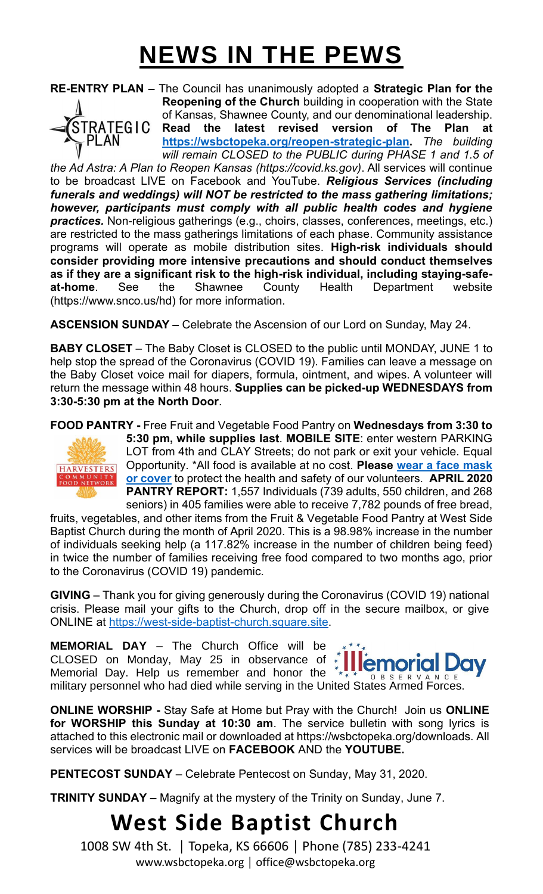# NEWS IN THE PEWS

**RE-ENTRY PLAN –** The Council has unanimously adopted a **Strategic Plan for the Reopening of the Church** building in cooperation with the State of Kansas, Shawnee County, and our denominational leadership. **Read the latest revised version of The Plan at https://wsbctopeka.org/reopen-strategic-plan.** *The building will remain CLOSED to the PUBLIC during PHASE 1 and 1.5 of the Ad Astra: A Plan to Reopen Kansas (https://covid.ks.gov)*. All services will continue to be broadcast LIVE on Facebook and YouTube. ***Religious Services (including funerals and weddings) will NOT be restricted to the mass gathering limitations; however, participants must comply with all public health codes and hygiene practices.*** Non-religious gatherings (e.g., choirs, classes, conferences, meetings, etc.) are restricted to the mass gatherings limitations of each phase. Community assistance programs will operate as mobile distribution sites. **High-risk individuals should consider providing more intensive precautions and should conduct themselves as if they are a significant risk to the high-risk individual, including staying-safe-at-home**. See the Shawnee County Health Department website (https://www.snco.us/hd) for more information.

**ASCENSION SUNDAY –** Celebrate the Ascension of our Lord on Sunday, May 24.

**BABY CLOSET** – The Baby Closet is CLOSED to the public until MONDAY, JUNE 1 to help stop the spread of the Coronavirus (COVID 19). Families can leave a message on the Baby Closet voice mail for diapers, formula, ointment, and wipes. A volunteer will return the message within 48 hours. **Supplies can be picked-up WEDNESDAYS from 3:30-5:30 pm at the North Door**.

**FOOD PANTRY -** Free Fruit and Vegetable Food Pantry on **Wednesdays from 3:30 to 5:30 pm, while supplies last**. **MOBILE SITE**: enter western PARKING LOT from 4th and CLAY Streets; do not park or exit your vehicle. Equal Opportunity. *All food is available at no cost. **Please wear a face mask or cover** to protect the health and safety of our volunteers. **APRIL 2020 PANTRY REPORT:** 1,557 Individuals (739 adults, 550 children, and 268 seniors) in 405 families were able to receive 7,782 pounds of free bread, fruits, vegetables, and other items from the Fruit & Vegetable Food Pantry at West Side Baptist Church during the month of April 2020. This is a 98.98% increase in the number of individuals seeking help (a 117.82% increase in the number of children being feed) in twice the number of families receiving free food compared to two months ago, prior to the Coronavirus (COVID 19) pandemic.

**GIVING** – Thank you for giving generously during the Coronavirus (COVID 19) national crisis. Please mail your gifts to the Church, drop off in the secure mailbox, or give ONLINE at https://west-side-baptist-church.square.site.

**MEMORIAL DAY** – The Church Office will be CLOSED on Monday, May 25 in observance of Memorial Day. Help us remember and honor the military personnel who had died while serving in the United States Armed Forces.

**ONLINE WORSHIP -** Stay Safe at Home but Pray with the Church! Join us **ONLINE for WORSHIP this Sunday at 10:30 am**. The service bulletin with song lyrics is attached to this electronic mail or downloaded at https://wsbctopeka.org/downloads. All services will be broadcast LIVE on **FACEBOOK** AND the **YOUTUBE.**

**PENTECOST SUNDAY** – Celebrate Pentecost on Sunday, May 31, 2020.

**TRINITY SUNDAY –** Magnify at the mystery of the Trinity on Sunday, June 7.

## West Side Baptist Church

1008 SW 4th St. | Topeka, KS 66606 | Phone (785) 233-4241
www.wsbctopeka.org | office@wsbctopeka.org